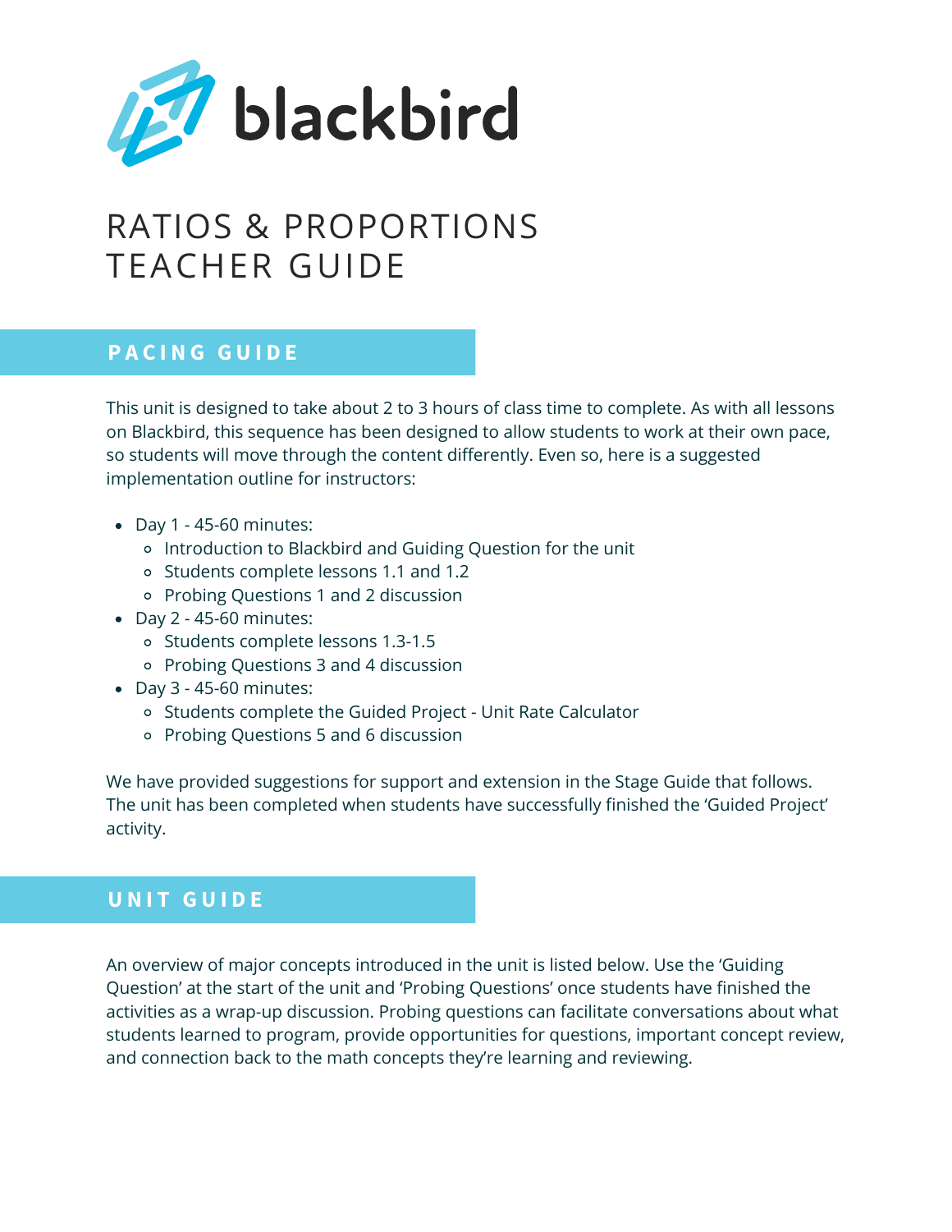blackbird

# RATIOS & PROPORTIONS TEACHER GUIDE

## PACING GUIDE

This unit is designed to take about 2 to 3 hours of class time to complete. As with all lessons on Blackbird, this sequence has been designed to allow students to work at their own pace, so students will move through the content differently. Even so, here is a suggested implementation outline for instructors:

- Day 1 - 45-60 minutes:
  - Introduction to Blackbird and Guiding Question for the unit
  - Students complete lessons 1.1 and 1.2
  - Probing Questions 1 and 2 discussion
- Day 2 - 45-60 minutes:
  - Students complete lessons 1.3-1.5
  - Probing Questions 3 and 4 discussion
- Day 3 - 45-60 minutes:
  - Students complete the Guided Project - Unit Rate Calculator
  - Probing Questions 5 and 6 discussion

We have provided suggestions for support and extension in the Stage Guide that follows. The unit has been completed when students have successfully finished the 'Guided Project' activity.

## UNIT GUIDE

An overview of major concepts introduced in the unit is listed below. Use the 'Guiding Question' at the start of the unit and 'Probing Questions' once students have finished the activities as a wrap-up discussion. Probing questions can facilitate conversations about what students learned to program, provide opportunities for questions, important concept review, and connection back to the math concepts they're learning and reviewing.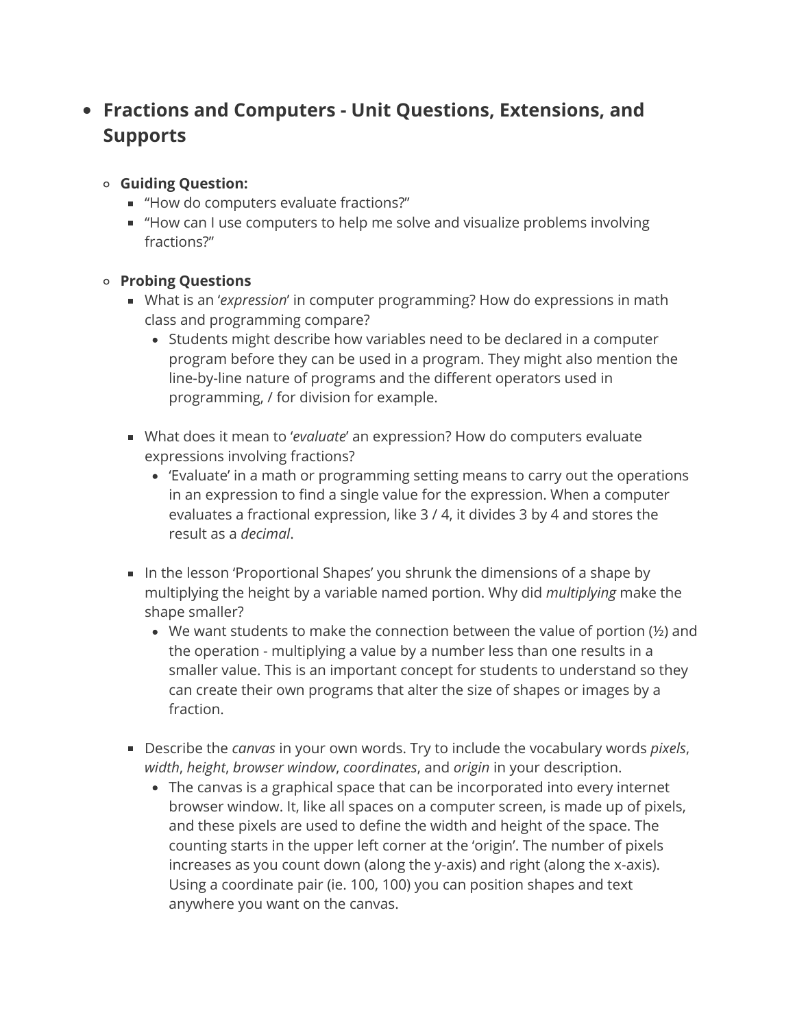- **Fractions and Computers - Unit Questions, Extensions, and Supports**

  - **Guiding Question:**
    - "How do computers evaluate fractions?"
    - "How can I use computers to help me solve and visualize problems involving fractions?"

  - **Probing Questions**
    - What is an '*expression*' in computer programming? How do expressions in math class and programming compare?
      - Students might describe how variables need to be declared in a computer program before they can be used in a program. They might also mention the line-by-line nature of programs and the different operators used in programming, / for division for example.

    - What does it mean to '*evaluate*' an expression? How do computers evaluate expressions involving fractions?
      - 'Evaluate' in a math or programming setting means to carry out the operations in an expression to find a single value for the expression. When a computer evaluates a fractional expression, like 3 / 4, it divides 3 by 4 and stores the result as a *decimal*.

    - In the lesson 'Proportional Shapes' you shrunk the dimensions of a shape by multiplying the height by a variable named portion. Why did *multiplying* make the shape smaller?
      - We want students to make the connection between the value of portion (½) and the operation - multiplying a value by a number less than one results in a smaller value. This is an important concept for students to understand so they can create their own programs that alter the size of shapes or images by a fraction.

    - Describe the *canvas* in your own words. Try to include the vocabulary words *pixels*, *width*, *height*, *browser window*, *coordinates*, and *origin* in your description.
      - The canvas is a graphical space that can be incorporated into every internet browser window. It, like all spaces on a computer screen, is made up of pixels, and these pixels are used to define the width and height of the space. The counting starts in the upper left corner at the 'origin'. The number of pixels increases as you count down (along the y-axis) and right (along the x-axis). Using a coordinate pair (ie. 100, 100) you can position shapes and text anywhere you want on the canvas.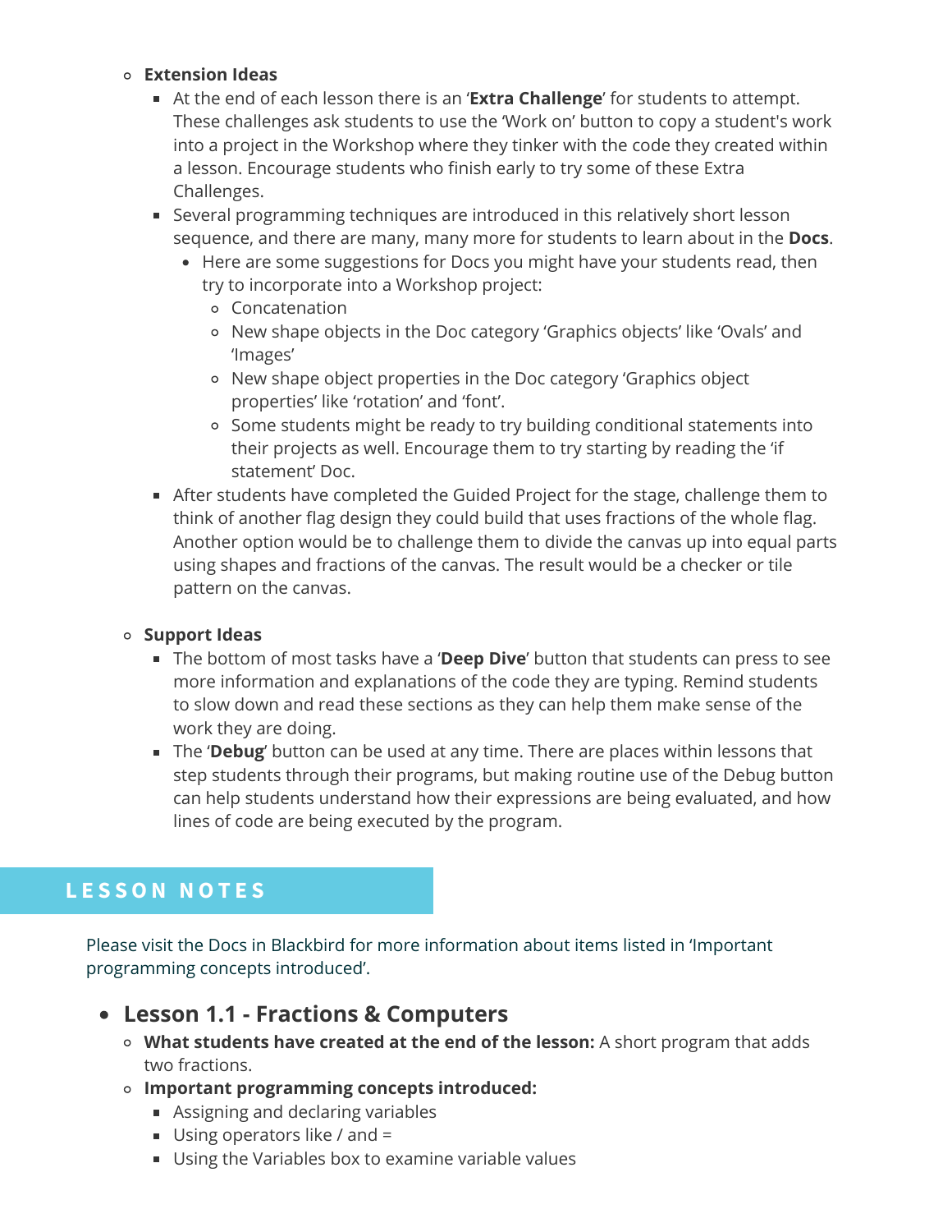- **Extension Ideas**
  - At the end of each lesson there is an '**Extra Challenge**' for students to attempt. These challenges ask students to use the 'Work on' button to copy a student's work into a project in the Workshop where they tinker with the code they created within a lesson. Encourage students who finish early to try some of these Extra Challenges.
  - Several programming techniques are introduced in this relatively short lesson sequence, and there are many, many more for students to learn about in the **Docs**.
    - Here are some suggestions for Docs you might have your students read, then try to incorporate into a Workshop project:
      - Concatenation
      - New shape objects in the Doc category 'Graphics objects' like 'Ovals' and 'Images'
      - New shape object properties in the Doc category 'Graphics object properties' like 'rotation' and 'font'.
      - Some students might be ready to try building conditional statements into their projects as well. Encourage them to try starting by reading the 'if statement' Doc.
  - After students have completed the Guided Project for the stage, challenge them to think of another flag design they could build that uses fractions of the whole flag. Another option would be to challenge them to divide the canvas up into equal parts using shapes and fractions of the canvas. The result would be a checker or tile pattern on the canvas.

- **Support Ideas**
  - The bottom of most tasks have a '**Deep Dive**' button that students can press to see more information and explanations of the code they are typing. Remind students to slow down and read these sections as they can help them make sense of the work they are doing.
  - The '**Debug**' button can be used at any time. There are places within lessons that step students through their programs, but making routine use of the Debug button can help students understand how their expressions are being evaluated, and how lines of code are being executed by the program.

## LESSON NOTES

Please visit the Docs in Blackbird for more information about items listed in 'Important programming concepts introduced'.

- ### Lesson 1.1 - Fractions & Computers
  - **What students have created at the end of the lesson:** A short program that adds two fractions.
  - **Important programming concepts introduced:**
    - Assigning and declaring variables
    - Using operators like / and =
    - Using the Variables box to examine variable values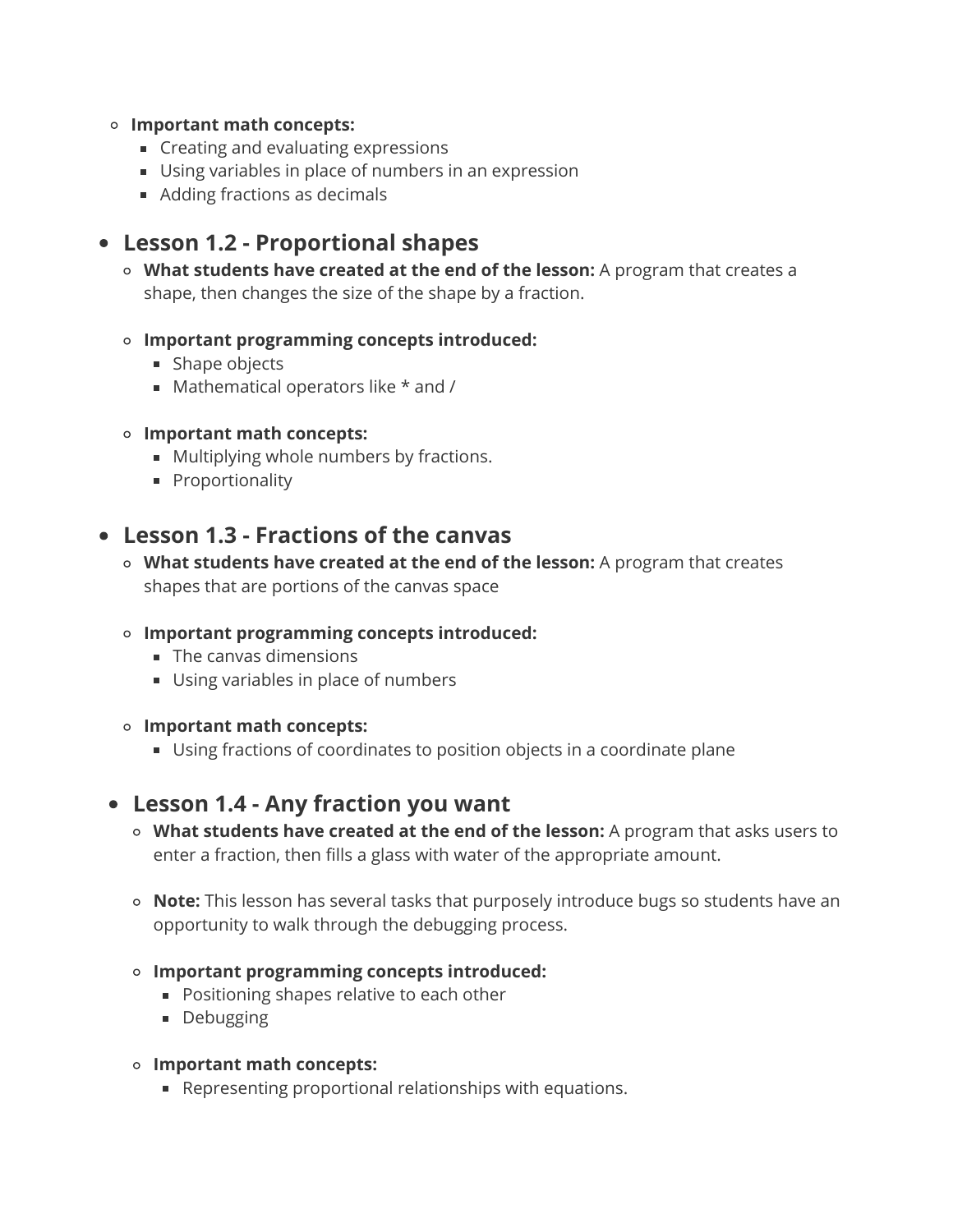- **Important math concepts:**
  - Creating and evaluating expressions
  - Using variables in place of numbers in an expression
  - Adding fractions as decimals

- **Lesson 1.2 - Proportional shapes**
  - **What students have created at the end of the lesson:** A program that creates a shape, then changes the size of the shape by a fraction.
  - **Important programming concepts introduced:**
    - Shape objects
    - Mathematical operators like * and /
  - **Important math concepts:**
    - Multiplying whole numbers by fractions.
    - Proportionality

- **Lesson 1.3 - Fractions of the canvas**
  - **What students have created at the end of the lesson:** A program that creates shapes that are portions of the canvas space
  - **Important programming concepts introduced:**
    - The canvas dimensions
    - Using variables in place of numbers
  - **Important math concepts:**
    - Using fractions of coordinates to position objects in a coordinate plane

- **Lesson 1.4 - Any fraction you want**
  - **What students have created at the end of the lesson:** A program that asks users to enter a fraction, then fills a glass with water of the appropriate amount.
  - **Note:** This lesson has several tasks that purposely introduce bugs so students have an opportunity to walk through the debugging process.
  - **Important programming concepts introduced:**
    - Positioning shapes relative to each other
    - Debugging
  - **Important math concepts:**
    - Representing proportional relationships with equations.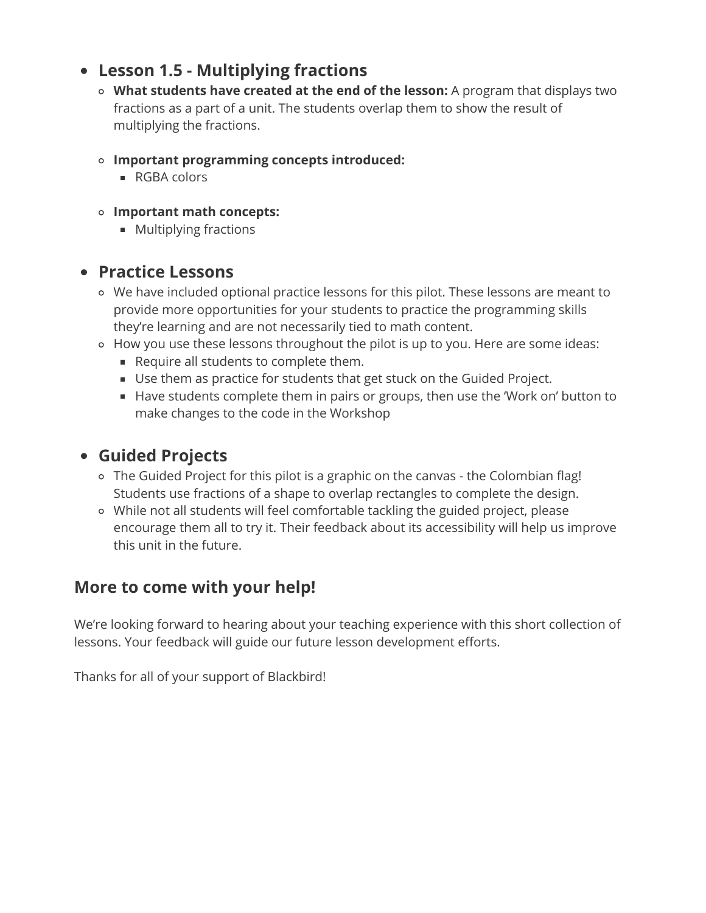- **Lesson 1.5 - Multiplying fractions**
  - **What students have created at the end of the lesson:** A program that displays two fractions as a part of a unit. The students overlap them to show the result of multiplying the fractions.

  - **Important programming concepts introduced:**
    - RGBA colors

  - **Important math concepts:**
    - Multiplying fractions

- **Practice Lessons**
  - We have included optional practice lessons for this pilot. These lessons are meant to provide more opportunities for your students to practice the programming skills they're learning and are not necessarily tied to math content.
  - How you use these lessons throughout the pilot is up to you. Here are some ideas:
    - Require all students to complete them.
    - Use them as practice for students that get stuck on the Guided Project.
    - Have students complete them in pairs or groups, then use the 'Work on' button to make changes to the code in the Workshop

- **Guided Projects**
  - The Guided Project for this pilot is a graphic on the canvas - the Colombian flag! Students use fractions of a shape to overlap rectangles to complete the design.
  - While not all students will feel comfortable tackling the guided project, please encourage them all to try it. Their feedback about its accessibility will help us improve this unit in the future.

## More to come with your help!

We're looking forward to hearing about your teaching experience with this short collection of lessons. Your feedback will guide our future lesson development efforts.

Thanks for all of your support of Blackbird!